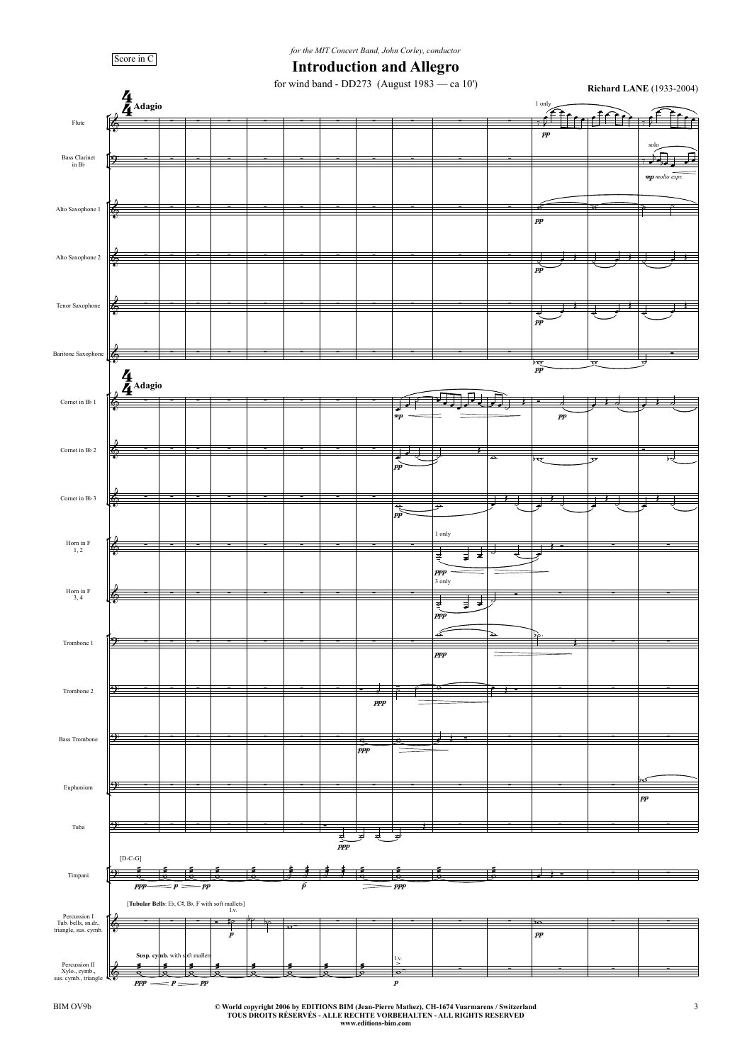Score in C

*for the MIT Concert Band, John Corley, conductor*

# Introduction and Allegro

for wind band - DD273 (August 1983 — ca 10')

**Richard LANE** (1933-2004)

**Adagio**

Flute
Bass Clarinet in B♭
Alto Saxophone 1
Alto Saxophone 2
Tenor Saxophone
Baritone Saxophone
Cornet in B♭ 1
Cornet in B♭ 2
Cornet in B♭ 3
Horn in F 1, 2
Horn in F 3, 4
Trombone 1
Trombone 2
Bass Trombone
Euphonium
Tuba
Timpani
Percussion I Tub. bells, sn.dr., triangle, sus. cymb.
Percussion II Xylo., cymb., sus. cymb., triangle

[D-C-G]

[**Tubular Bells**: E♭, C♯, B♭, F with soft mallets]

**Susp. cymb.** with soft mallets

1 only

solo

*mp molto espr.*

3 only

l.v.

© World copyright 2006 by EDITIONS BIM (Jean-Pierre Mathez), CH-1674 Vuarmarens / Switzerland
TOUS DROITS RÉSERVÉS - ALLE RECHTE VORBEHALTEN - ALL RIGHTS RESERVED
www.editions-bim.com

BIM OV9b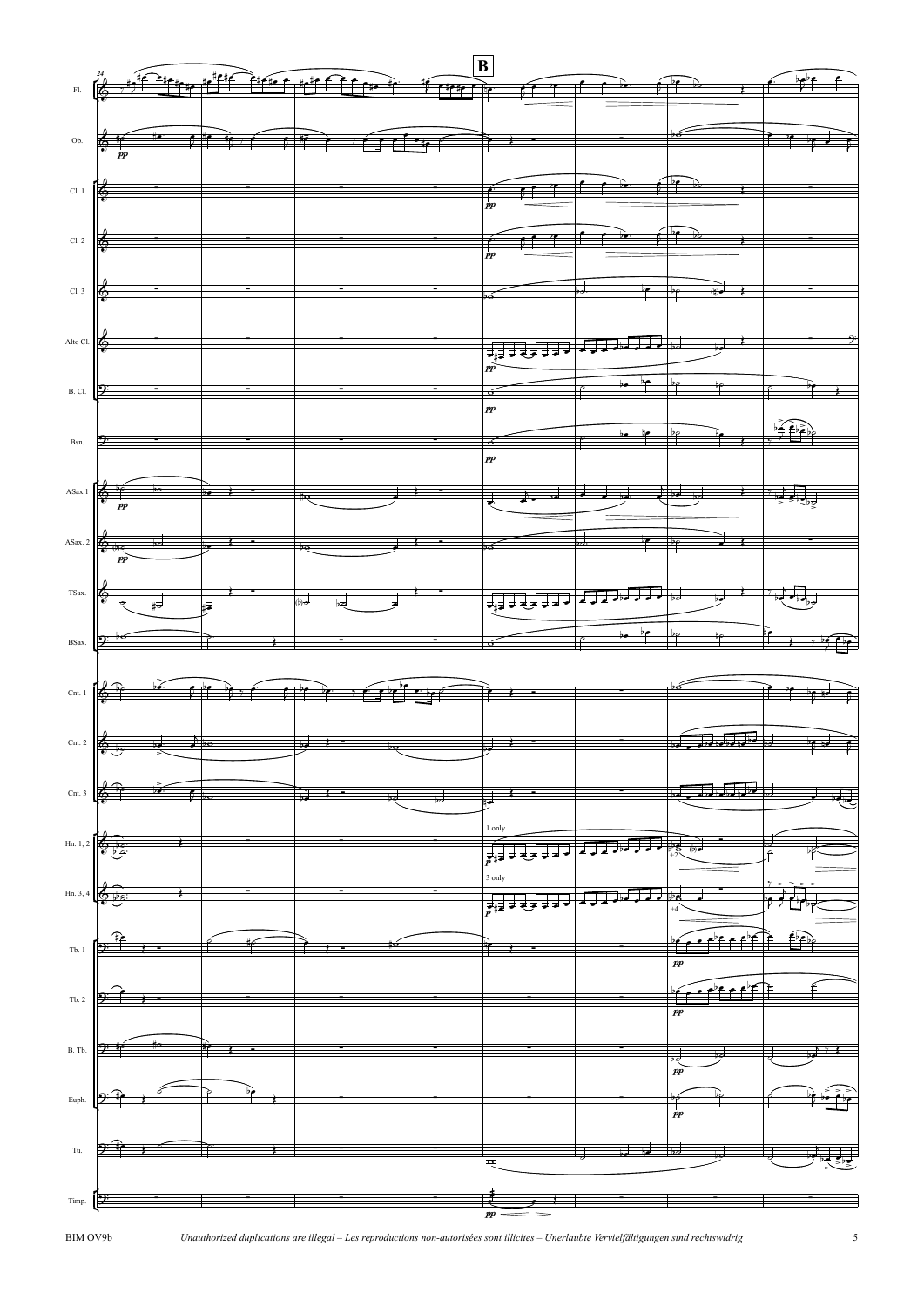**B**

24

Fl.

Ob.

Cl. 1

Cl. 2

Cl. 3

Alto Cl.

B. Cl.

Bsn.

ASax.1

ASax. 2

TSax.

BSax.

Cnt. 1

Cnt. 2

Cnt. 3

Hn. 1, 2

1 only

+2

Hn. 3, 4

3 only

+4

Tb. 1

Tb. 2

B. Tb.

Euph.

Tu.

Timp.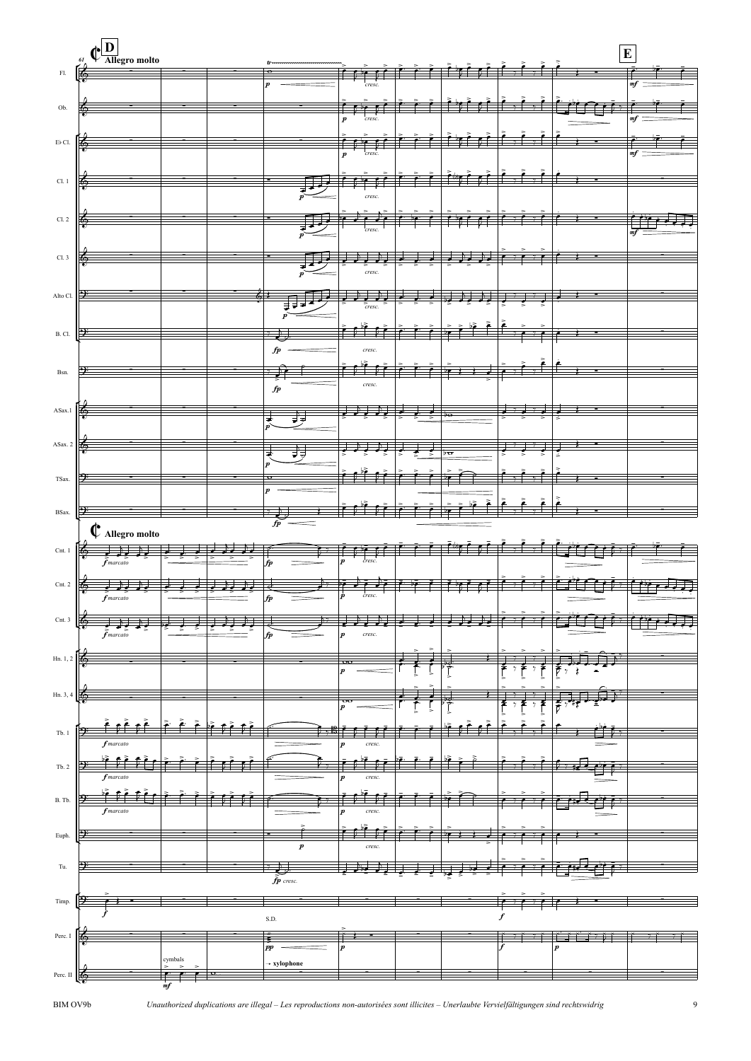**D** Allegro molto

**E**

Fl.
Ob.
E♭ Cl.
Cl. 1
Cl. 2
Cl. 3
Alto Cl.
B. Cl.
Bsn.
ASax.1
ASax. 2
TSax.
BSax.

Allegro molto

Cnt. 1
Cnt. 2
Cnt. 3
Hn. 1, 2
Hn. 3, 4
Tb. 1
Tb. 2
B. Tb.
Euph.
Tu.
Timp.
Perc. I
Perc. II

*f marcato* — *fp* — *p* — *cresc.* — *mf* — *pp* — S.D. — cymbals — → xylophone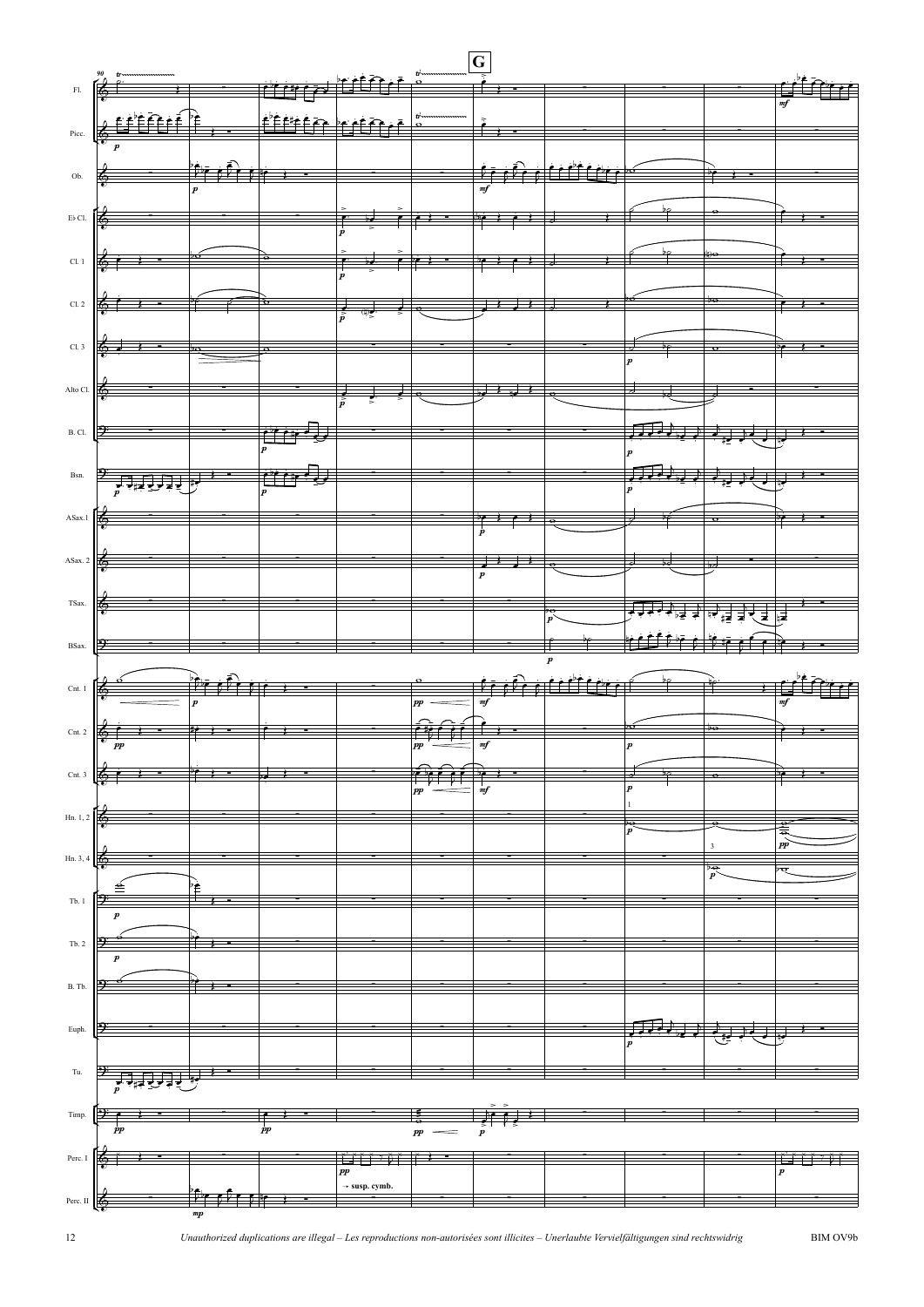Unauthorized duplications are illegal – Les reproductions non-autorisées sont illicites – Unerlaubte Vervielfältigungen sind rechtswidrig